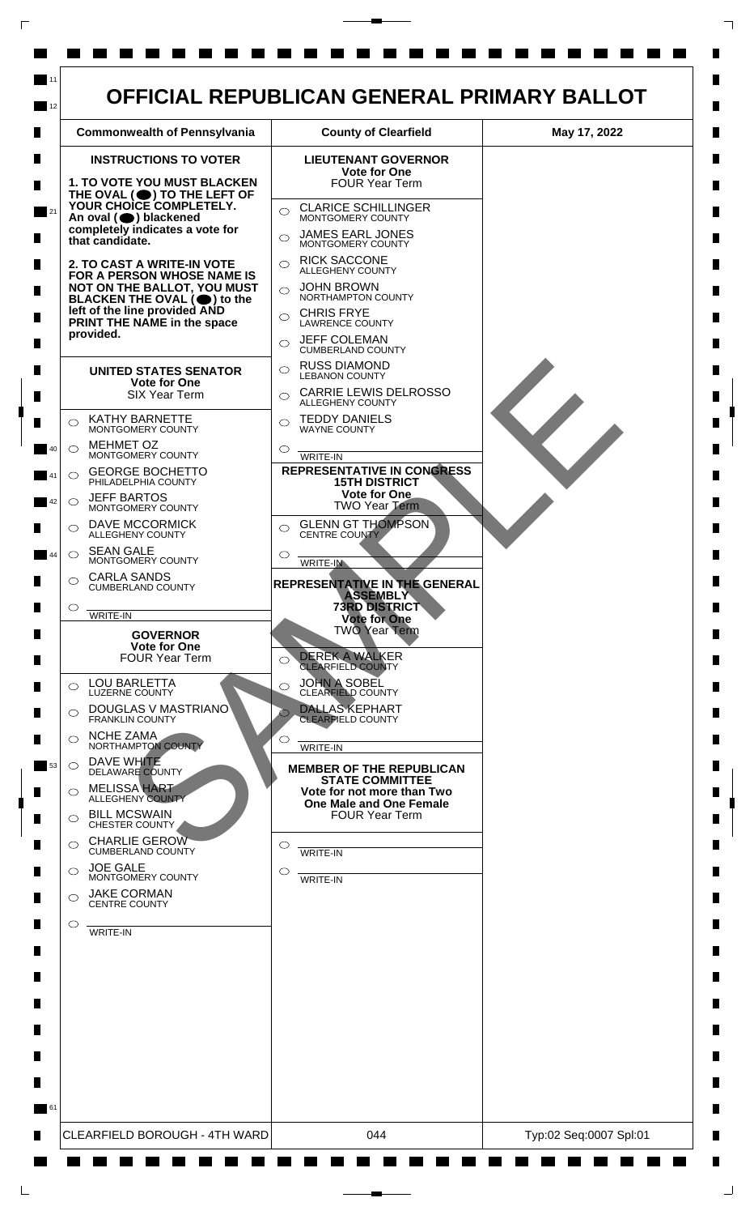# OFFICIAL REPUBLICAN GENERAL PRIMARY BALLOT

| Commonwealth of Pennsylvania | County of Clearfield | May 17, 2022 |
| --- | --- | --- |

## INSTRUCTIONS TO VOTER

**1. TO VOTE YOU MUST BLACKEN THE OVAL (⬤) TO THE LEFT OF YOUR CHOICE COMPLETELY. An oval (⬤) blackened completely indicates a vote for that candidate.**

**2. TO CAST A WRITE-IN VOTE FOR A PERSON WHOSE NAME IS NOT ON THE BALLOT, YOU MUST BLACKEN THE OVAL (⬤) to the left of the line provided AND PRINT THE NAME in the space provided.**

### UNITED STATES SENATOR
**Vote for One**
SIX Year Term

- ○ KATHY BARNETTE — MONTGOMERY COUNTY
- ○ MEHMET OZ — MONTGOMERY COUNTY
- ○ GEORGE BOCHETTO — PHILADELPHIA COUNTY
- ○ JEFF BARTOS — MONTGOMERY COUNTY
- ○ DAVE MCCORMICK — ALLEGHENY COUNTY
- ○ SEAN GALE — MONTGOMERY COUNTY
- ○ CARLA SANDS — CUMBERLAND COUNTY
- ○ ______ WRITE-IN

### GOVERNOR
**Vote for One**
FOUR Year Term

- ○ LOU BARLETTA — LUZERNE COUNTY
- ○ DOUGLAS V MASTRIANO — FRANKLIN COUNTY
- ○ NCHE ZAMA — NORTHAMPTON COUNTY
- ○ DAVE WHITE — DELAWARE COUNTY
- ○ MELISSA HART — ALLEGHENY COUNTY
- ○ BILL MCSWAIN — CHESTER COUNTY
- ○ CHARLIE GEROW — CUMBERLAND COUNTY
- ○ JOE GALE — MONTGOMERY COUNTY
- ○ JAKE CORMAN — CENTRE COUNTY
- ○ ______ WRITE-IN

### LIEUTENANT GOVERNOR
**Vote for One**
FOUR Year Term

- ○ CLARICE SCHILLINGER — MONTGOMERY COUNTY
- ○ JAMES EARL JONES — MONTGOMERY COUNTY
- ○ RICK SACCONE — ALLEGHENY COUNTY
- ○ JOHN BROWN — NORTHAMPTON COUNTY
- ○ CHRIS FRYE — LAWRENCE COUNTY
- ○ JEFF COLEMAN — CUMBERLAND COUNTY
- ○ RUSS DIAMOND — LEBANON COUNTY
- ○ CARRIE LEWIS DELROSSO — ALLEGHENY COUNTY
- ○ TEDDY DANIELS — WAYNE COUNTY
- ○ ______ WRITE-IN

### REPRESENTATIVE IN CONGRESS
**15TH DISTRICT**
**Vote for One**
TWO Year Term

- ○ GLENN GT THOMPSON — CENTRE COUNTY
- ○ ______ WRITE-IN

### REPRESENTATIVE IN THE GENERAL ASSEMBLY
**73RD DISTRICT**
**Vote for One**
TWO Year Term

- ○ DEREK A WALKER — CLEARFIELD COUNTY
- ○ JOHN A SOBEL — CLEARFIELD COUNTY
- ○ DALLAS KEPHART — CLEARFIELD COUNTY
- ○ ______ WRITE-IN

### MEMBER OF THE REPUBLICAN STATE COMMITTEE
**Vote for not more than Two**
**One Male and One Female**
FOUR Year Term

- ○ ______ WRITE-IN
- ○ ______ WRITE-IN

SAMPLE

| CLEARFIELD BOROUGH - 4TH WARD | 044 | Typ:02 Seq:0007 Spl:01 |
| --- | --- | --- |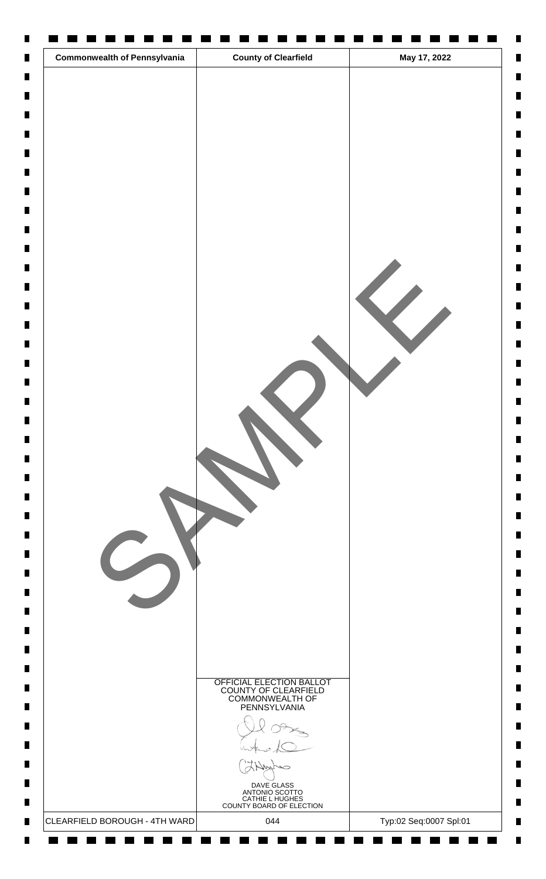| Commonwealth of Pennsylvania | County of Clearfield | May 17, 2022 |
| --- | --- | --- |
| | OFFICIAL ELECTION BALLOT<br>COUNTY OF CLEARFIELD<br>COMMONWEALTH OF PENNSYLVANIA<br><br>DAVE GLASS<br>ANTONIO SCOTTO<br>CATHIE L HUGHES<br>COUNTY BOARD OF ELECTION | |
| CLEARFIELD BOROUGH - 4TH WARD | 044 | Typ:02 Seq:0007 Spl:01 |

SAMPLE